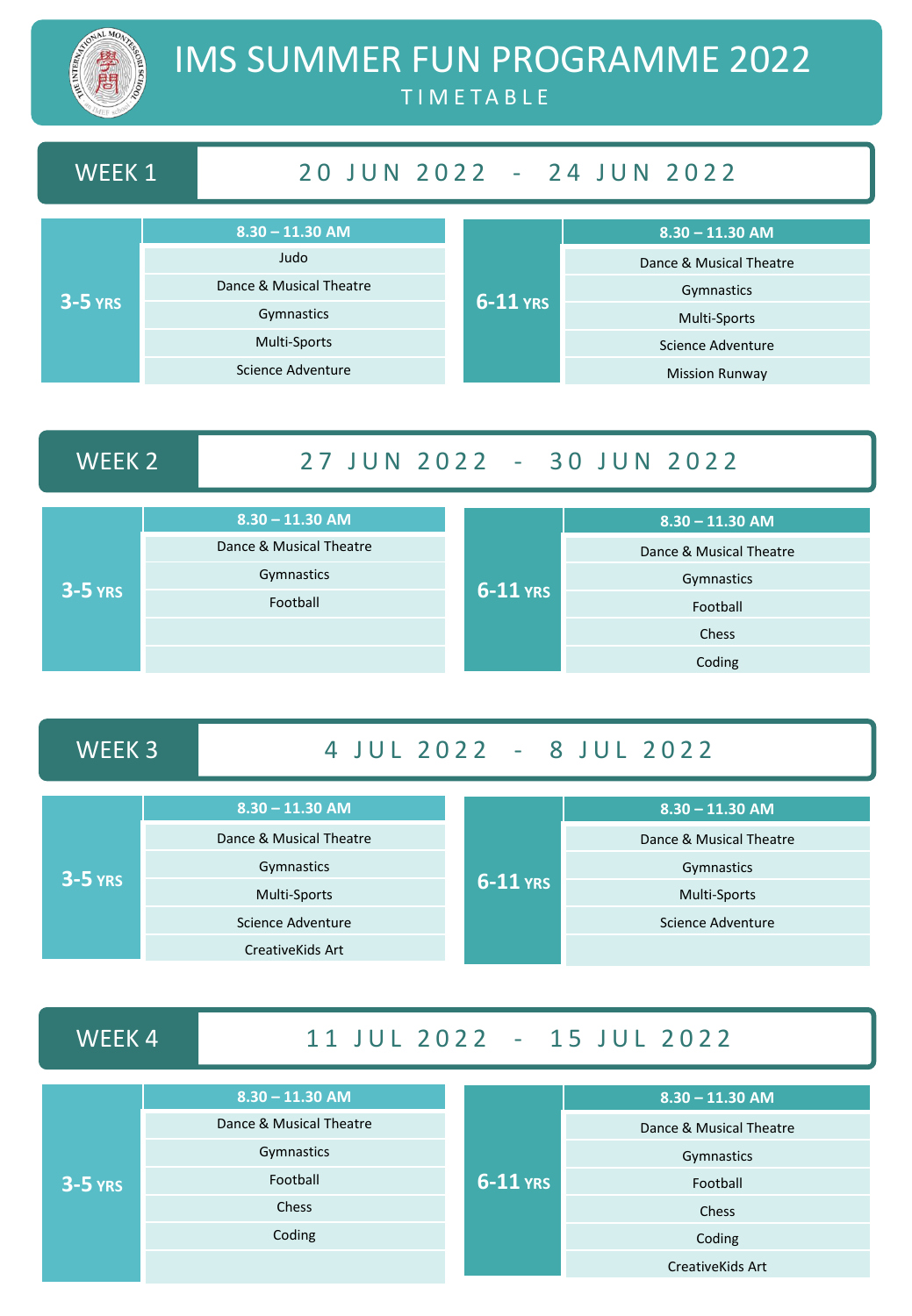# IMS SUMMER FUN PROGRAMME 2022

TIMETABLE

## WEEK 1 — 20 JUN 2022 - 24 JUN 2022

| 3-5 YRS | 6-11 YRS |
|---|---|
| **8.30 – 11.30 AM** | **8.30 – 11.30 AM** |
| Judo | Dance & Musical Theatre |
| Dance & Musical Theatre | Gymnastics |
| Gymnastics | Multi-Sports |
| Multi-Sports | Science Adventure |
| Science Adventure | Mission Runway |

## WEEK 2 — 27 JUN 2022 - 30 JUN 2022

| 3-5 YRS | 6-11 YRS |
|---|---|
| **8.30 – 11.30 AM** | **8.30 – 11.30 AM** |
| Dance & Musical Theatre | Dance & Musical Theatre |
| Gymnastics | Gymnastics |
| Football | Football |
| | Chess |
| | Coding |

## WEEK 3 — 4 JUL 2022 - 8 JUL 2022

| 3-5 YRS | 6-11 YRS |
|---|---|
| **8.30 – 11.30 AM** | **8.30 – 11.30 AM** |
| Dance & Musical Theatre | Dance & Musical Theatre |
| Gymnastics | Gymnastics |
| Multi-Sports | Multi-Sports |
| Science Adventure | Science Adventure |
| CreativeKids Art | |

## WEEK 4 — 11 JUL 2022 - 15 JUL 2022

| 3-5 YRS | 6-11 YRS |
|---|---|
| **8.30 – 11.30 AM** | **8.30 – 11.30 AM** |
| Dance & Musical Theatre | Dance & Musical Theatre |
| Gymnastics | Gymnastics |
| Football | Football |
| Chess | Chess |
| Coding | Coding |
| | CreativeKids Art |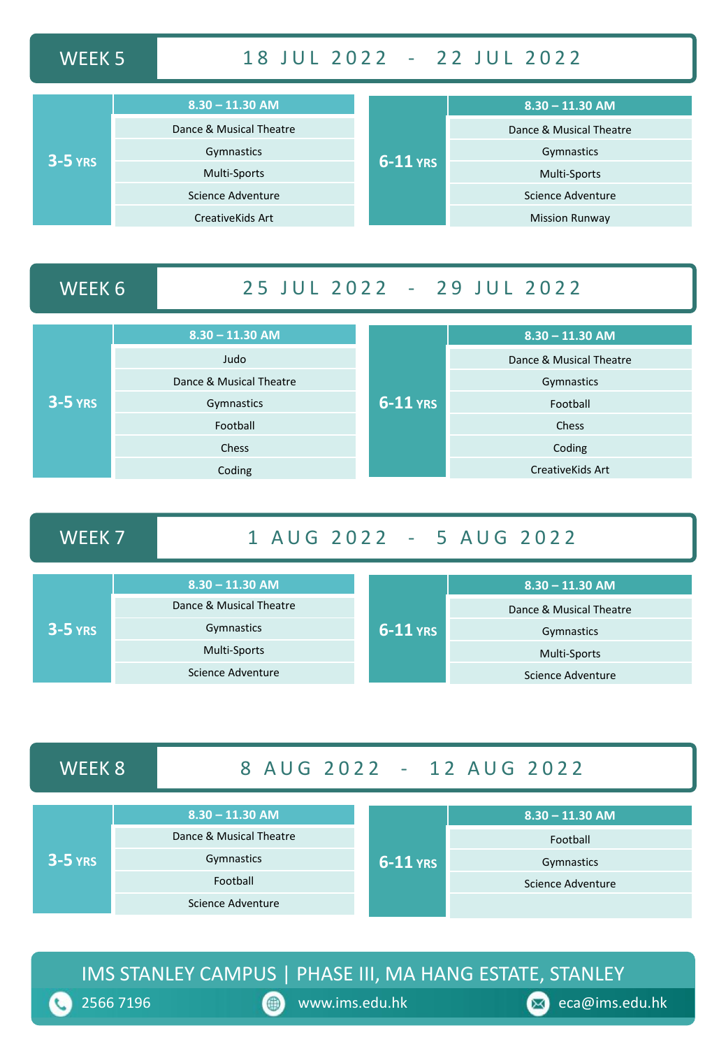## WEEK 5 — 18 JUL 2022 - 22 JUL 2022

| 3-5 YRS | 6-11 YRS |
|---|---|
| **8.30 – 11.30 AM** | **8.30 – 11.30 AM** |
| Dance & Musical Theatre | Dance & Musical Theatre |
| Gymnastics | Gymnastics |
| Multi-Sports | Multi-Sports |
| Science Adventure | Science Adventure |
| CreativeKids Art | Mission Runway |

## WEEK 6 — 25 JUL 2022 - 29 JUL 2022

| 3-5 YRS | 6-11 YRS |
|---|---|
| **8.30 – 11.30 AM** | **8.30 – 11.30 AM** |
| Judo | Dance & Musical Theatre |
| Dance & Musical Theatre | Gymnastics |
| Gymnastics | Football |
| Football | Chess |
| Chess | Coding |
| Coding | CreativeKids Art |

## WEEK 7 — 1 AUG 2022 - 5 AUG 2022

| 3-5 YRS | 6-11 YRS |
|---|---|
| **8.30 – 11.30 AM** | **8.30 – 11.30 AM** |
| Dance & Musical Theatre | Dance & Musical Theatre |
| Gymnastics | Gymnastics |
| Multi-Sports | Multi-Sports |
| Science Adventure | Science Adventure |

## WEEK 8 — 8 AUG 2022 - 12 AUG 2022

| 3-5 YRS | 6-11 YRS |
|---|---|
| **8.30 – 11.30 AM** | **8.30 – 11.30 AM** |
| Dance & Musical Theatre | Football |
| Gymnastics | Gymnastics |
| Football | Science Adventure |
| Science Adventure | |

IMS STANLEY CAMPUS | PHASE III, MA HANG ESTATE, STANLEY

2566 7196 www.ims.edu.hk eca@ims.edu.hk